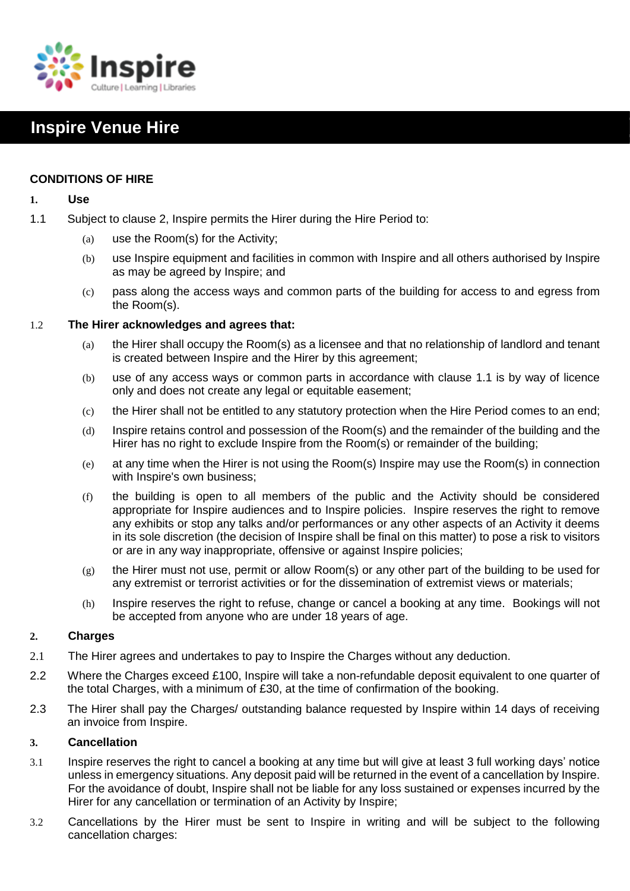# Inspire Venue Hire

## CONDITIONS OF HIRE

**1. Use**

1.1 Subject to clause 2, Inspire permits the Hirer during the Hire Period to:

(a) use the Room(s) for the Activity;

(b) use Inspire equipment and facilities in common with Inspire and all others authorised by Inspire as may be agreed by Inspire; and

(c) pass along the access ways and common parts of the building for access to and egress from the Room(s).

1.2 **The Hirer acknowledges and agrees that:**

(a) the Hirer shall occupy the Room(s) as a licensee and that no relationship of landlord and tenant is created between Inspire and the Hirer by this agreement;

(b) use of any access ways or common parts in accordance with clause 1.1 is by way of licence only and does not create any legal or equitable easement;

(c) the Hirer shall not be entitled to any statutory protection when the Hire Period comes to an end;

(d) Inspire retains control and possession of the Room(s) and the remainder of the building and the Hirer has no right to exclude Inspire from the Room(s) or remainder of the building;

(e) at any time when the Hirer is not using the Room(s) Inspire may use the Room(s) in connection with Inspire's own business;

(f) the building is open to all members of the public and the Activity should be considered appropriate for Inspire audiences and to Inspire policies. Inspire reserves the right to remove any exhibits or stop any talks and/or performances or any other aspects of an Activity it deems in its sole discretion (the decision of Inspire shall be final on this matter) to pose a risk to visitors or are in any way inappropriate, offensive or against Inspire policies;

(g) the Hirer must not use, permit or allow Room(s) or any other part of the building to be used for any extremist or terrorist activities or for the dissemination of extremist views or materials;

(h) Inspire reserves the right to refuse, change or cancel a booking at any time. Bookings will not be accepted from anyone who are under 18 years of age.

**2. Charges**

2.1 The Hirer agrees and undertakes to pay to Inspire the Charges without any deduction.

2.2 Where the Charges exceed £100, Inspire will take a non-refundable deposit equivalent to one quarter of the total Charges, with a minimum of £30, at the time of confirmation of the booking.

2.3 The Hirer shall pay the Charges/ outstanding balance requested by Inspire within 14 days of receiving an invoice from Inspire.

**3. Cancellation**

3.1 Inspire reserves the right to cancel a booking at any time but will give at least 3 full working days' notice unless in emergency situations. Any deposit paid will be returned in the event of a cancellation by Inspire. For the avoidance of doubt, Inspire shall not be liable for any loss sustained or expenses incurred by the Hirer for any cancellation or termination of an Activity by Inspire;

3.2 Cancellations by the Hirer must be sent to Inspire in writing and will be subject to the following cancellation charges: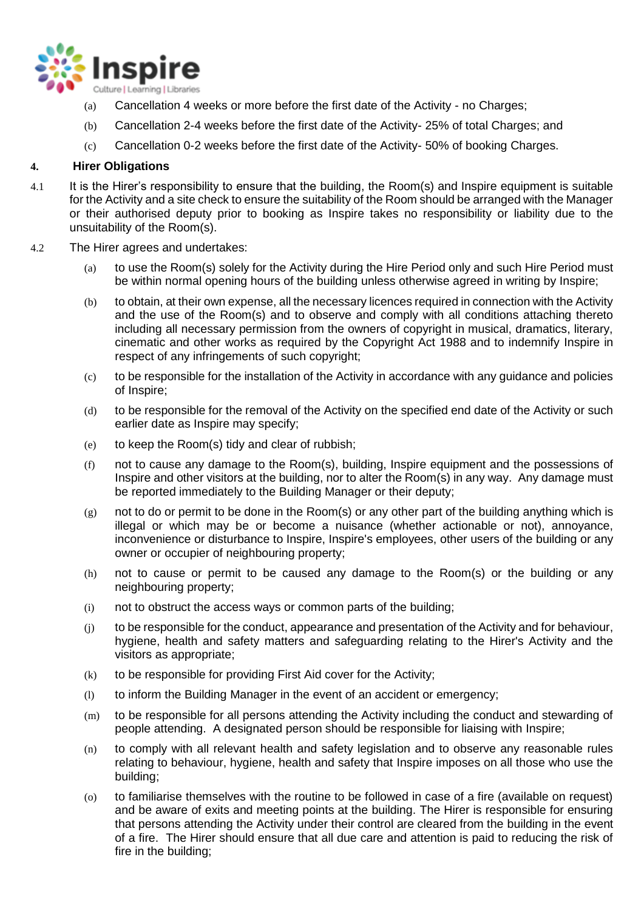(a) Cancellation 4 weeks or more before the first date of the Activity - no Charges;

(b) Cancellation 2-4 weeks before the first date of the Activity- 25% of total Charges; and

(c) Cancellation 0-2 weeks before the first date of the Activity- 50% of booking Charges.

## 4. Hirer Obligations

4.1 It is the Hirer's responsibility to ensure that the building, the Room(s) and Inspire equipment is suitable for the Activity and a site check to ensure the suitability of the Room should be arranged with the Manager or their authorised deputy prior to booking as Inspire takes no responsibility or liability due to the unsuitability of the Room(s).

4.2 The Hirer agrees and undertakes:

(a) to use the Room(s) solely for the Activity during the Hire Period only and such Hire Period must be within normal opening hours of the building unless otherwise agreed in writing by Inspire;

(b) to obtain, at their own expense, all the necessary licences required in connection with the Activity and the use of the Room(s) and to observe and comply with all conditions attaching thereto including all necessary permission from the owners of copyright in musical, dramatics, literary, cinematic and other works as required by the Copyright Act 1988 and to indemnify Inspire in respect of any infringements of such copyright;

(c) to be responsible for the installation of the Activity in accordance with any guidance and policies of Inspire;

(d) to be responsible for the removal of the Activity on the specified end date of the Activity or such earlier date as Inspire may specify;

(e) to keep the Room(s) tidy and clear of rubbish;

(f) not to cause any damage to the Room(s), building, Inspire equipment and the possessions of Inspire and other visitors at the building, nor to alter the Room(s) in any way. Any damage must be reported immediately to the Building Manager or their deputy;

(g) not to do or permit to be done in the Room(s) or any other part of the building anything which is illegal or which may be or become a nuisance (whether actionable or not), annoyance, inconvenience or disturbance to Inspire, Inspire's employees, other users of the building or any owner or occupier of neighbouring property;

(h) not to cause or permit to be caused any damage to the Room(s) or the building or any neighbouring property;

(i) not to obstruct the access ways or common parts of the building;

(j) to be responsible for the conduct, appearance and presentation of the Activity and for behaviour, hygiene, health and safety matters and safeguarding relating to the Hirer's Activity and the visitors as appropriate;

(k) to be responsible for providing First Aid cover for the Activity;

(l) to inform the Building Manager in the event of an accident or emergency;

(m) to be responsible for all persons attending the Activity including the conduct and stewarding of people attending. A designated person should be responsible for liaising with Inspire;

(n) to comply with all relevant health and safety legislation and to observe any reasonable rules relating to behaviour, hygiene, health and safety that Inspire imposes on all those who use the building;

(o) to familiarise themselves with the routine to be followed in case of a fire (available on request) and be aware of exits and meeting points at the building. The Hirer is responsible for ensuring that persons attending the Activity under their control are cleared from the building in the event of a fire. The Hirer should ensure that all due care and attention is paid to reducing the risk of fire in the building;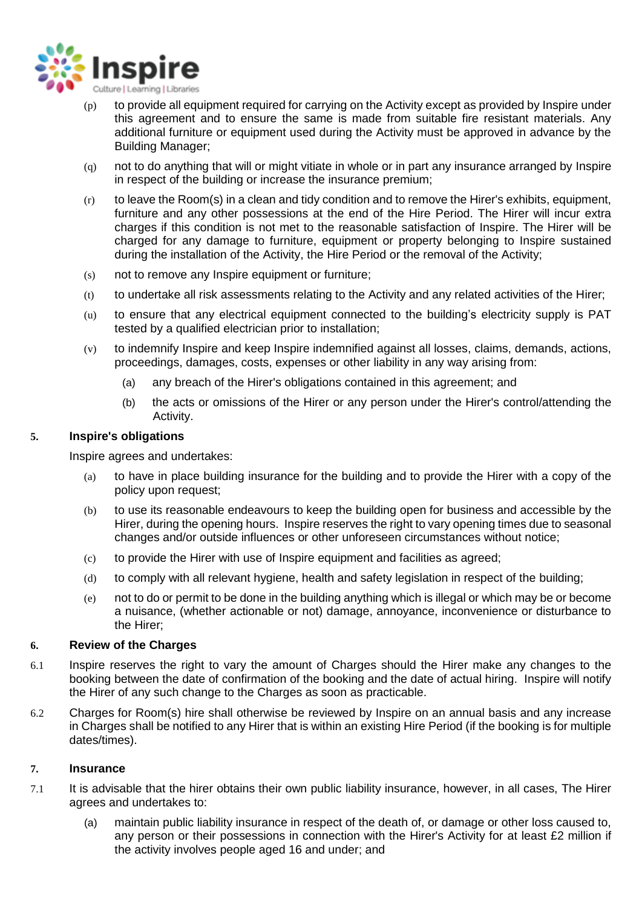(p) to provide all equipment required for carrying on the Activity except as provided by Inspire under this agreement and to ensure the same is made from suitable fire resistant materials. Any additional furniture or equipment used during the Activity must be approved in advance by the Building Manager;

(q) not to do anything that will or might vitiate in whole or in part any insurance arranged by Inspire in respect of the building or increase the insurance premium;

(r) to leave the Room(s) in a clean and tidy condition and to remove the Hirer's exhibits, equipment, furniture and any other possessions at the end of the Hire Period. The Hirer will incur extra charges if this condition is not met to the reasonable satisfaction of Inspire. The Hirer will be charged for any damage to furniture, equipment or property belonging to Inspire sustained during the installation of the Activity, the Hire Period or the removal of the Activity;

(s) not to remove any Inspire equipment or furniture;

(t) to undertake all risk assessments relating to the Activity and any related activities of the Hirer;

(u) to ensure that any electrical equipment connected to the building's electricity supply is PAT tested by a qualified electrician prior to installation;

(v) to indemnify Inspire and keep Inspire indemnified against all losses, claims, demands, actions, proceedings, damages, costs, expenses or other liability in any way arising from:

   (a) any breach of the Hirer's obligations contained in this agreement; and

   (b) the acts or omissions of the Hirer or any person under the Hirer's control/attending the Activity.

## 5. Inspire's obligations

Inspire agrees and undertakes:

(a) to have in place building insurance for the building and to provide the Hirer with a copy of the policy upon request;

(b) to use its reasonable endeavours to keep the building open for business and accessible by the Hirer, during the opening hours. Inspire reserves the right to vary opening times due to seasonal changes and/or outside influences or other unforeseen circumstances without notice;

(c) to provide the Hirer with use of Inspire equipment and facilities as agreed;

(d) to comply with all relevant hygiene, health and safety legislation in respect of the building;

(e) not to do or permit to be done in the building anything which is illegal or which may be or become a nuisance, (whether actionable or not) damage, annoyance, inconvenience or disturbance to the Hirer;

## 6. Review of the Charges

6.1 Inspire reserves the right to vary the amount of Charges should the Hirer make any changes to the booking between the date of confirmation of the booking and the date of actual hiring. Inspire will notify the Hirer of any such change to the Charges as soon as practicable.

6.2 Charges for Room(s) hire shall otherwise be reviewed by Inspire on an annual basis and any increase in Charges shall be notified to any Hirer that is within an existing Hire Period (if the booking is for multiple dates/times).

## 7. Insurance

7.1 It is advisable that the hirer obtains their own public liability insurance, however, in all cases, The Hirer agrees and undertakes to:

(a) maintain public liability insurance in respect of the death of, or damage or other loss caused to, any person or their possessions in connection with the Hirer's Activity for at least £2 million if the activity involves people aged 16 and under; and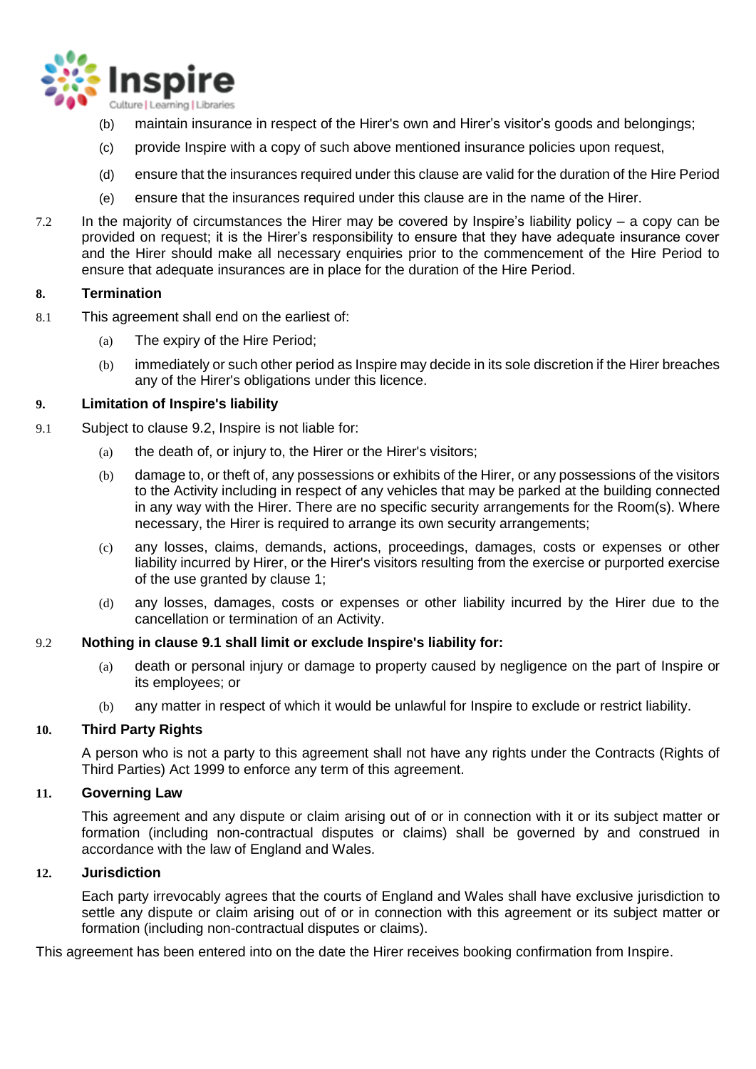(b) maintain insurance in respect of the Hirer's own and Hirer's visitor's goods and belongings;

(c) provide Inspire with a copy of such above mentioned insurance policies upon request,

(d) ensure that the insurances required under this clause are valid for the duration of the Hire Period

(e) ensure that the insurances required under this clause are in the name of the Hirer.

7.2 In the majority of circumstances the Hirer may be covered by Inspire's liability policy – a copy can be provided on request; it is the Hirer's responsibility to ensure that they have adequate insurance cover and the Hirer should make all necessary enquiries prior to the commencement of the Hire Period to ensure that adequate insurances are in place for the duration of the Hire Period.

**8. Termination**

8.1 This agreement shall end on the earliest of:

(a) The expiry of the Hire Period;

(b) immediately or such other period as Inspire may decide in its sole discretion if the Hirer breaches any of the Hirer's obligations under this licence.

**9. Limitation of Inspire's liability**

9.1 Subject to clause 9.2, Inspire is not liable for:

(a) the death of, or injury to, the Hirer or the Hirer's visitors;

(b) damage to, or theft of, any possessions or exhibits of the Hirer, or any possessions of the visitors to the Activity including in respect of any vehicles that may be parked at the building connected in any way with the Hirer. There are no specific security arrangements for the Room(s). Where necessary, the Hirer is required to arrange its own security arrangements;

(c) any losses, claims, demands, actions, proceedings, damages, costs or expenses or other liability incurred by Hirer, or the Hirer's visitors resulting from the exercise or purported exercise of the use granted by clause 1;

(d) any losses, damages, costs or expenses or other liability incurred by the Hirer due to the cancellation or termination of an Activity.

9.2 **Nothing in clause 9.1 shall limit or exclude Inspire's liability for:**

(a) death or personal injury or damage to property caused by negligence on the part of Inspire or its employees; or

(b) any matter in respect of which it would be unlawful for Inspire to exclude or restrict liability.

**10. Third Party Rights**

A person who is not a party to this agreement shall not have any rights under the Contracts (Rights of Third Parties) Act 1999 to enforce any term of this agreement.

**11. Governing Law**

This agreement and any dispute or claim arising out of or in connection with it or its subject matter or formation (including non-contractual disputes or claims) shall be governed by and construed in accordance with the law of England and Wales.

**12. Jurisdiction**

Each party irrevocably agrees that the courts of England and Wales shall have exclusive jurisdiction to settle any dispute or claim arising out of or in connection with this agreement or its subject matter or formation (including non-contractual disputes or claims).

This agreement has been entered into on the date the Hirer receives booking confirmation from Inspire.